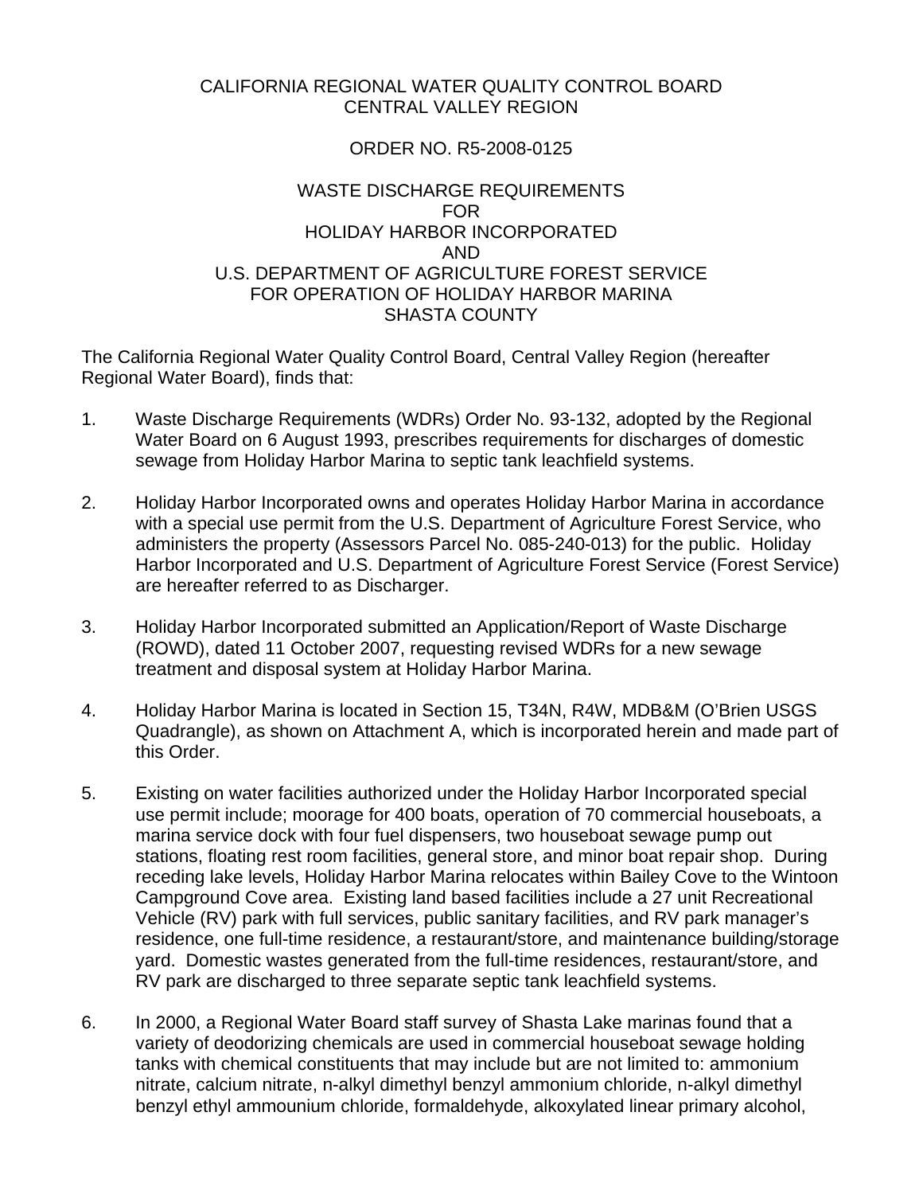CALIFORNIA REGIONAL WATER QUALITY CONTROL BOARD
CENTRAL VALLEY REGION

ORDER NO. R5-2008-0125

WASTE DISCHARGE REQUIREMENTS
FOR
HOLIDAY HARBOR INCORPORATED
AND
U.S. DEPARTMENT OF AGRICULTURE FOREST SERVICE
FOR OPERATION OF HOLIDAY HARBOR MARINA
SHASTA COUNTY

The California Regional Water Quality Control Board, Central Valley Region (hereafter Regional Water Board), finds that:

1. Waste Discharge Requirements (WDRs) Order No. 93-132, adopted by the Regional Water Board on 6 August 1993, prescribes requirements for discharges of domestic sewage from Holiday Harbor Marina to septic tank leachfield systems.

2. Holiday Harbor Incorporated owns and operates Holiday Harbor Marina in accordance with a special use permit from the U.S. Department of Agriculture Forest Service, who administers the property (Assessors Parcel No. 085-240-013) for the public. Holiday Harbor Incorporated and U.S. Department of Agriculture Forest Service (Forest Service) are hereafter referred to as Discharger.

3. Holiday Harbor Incorporated submitted an Application/Report of Waste Discharge (ROWD), dated 11 October 2007, requesting revised WDRs for a new sewage treatment and disposal system at Holiday Harbor Marina.

4. Holiday Harbor Marina is located in Section 15, T34N, R4W, MDB&M (O'Brien USGS Quadrangle), as shown on Attachment A, which is incorporated herein and made part of this Order.

5. Existing on water facilities authorized under the Holiday Harbor Incorporated special use permit include; moorage for 400 boats, operation of 70 commercial houseboats, a marina service dock with four fuel dispensers, two houseboat sewage pump out stations, floating rest room facilities, general store, and minor boat repair shop. During receding lake levels, Holiday Harbor Marina relocates within Bailey Cove to the Wintoon Campground Cove area. Existing land based facilities include a 27 unit Recreational Vehicle (RV) park with full services, public sanitary facilities, and RV park manager's residence, one full-time residence, a restaurant/store, and maintenance building/storage yard. Domestic wastes generated from the full-time residences, restaurant/store, and RV park are discharged to three separate septic tank leachfield systems.

6. In 2000, a Regional Water Board staff survey of Shasta Lake marinas found that a variety of deodorizing chemicals are used in commercial houseboat sewage holding tanks with chemical constituents that may include but are not limited to: ammonium nitrate, calcium nitrate, n-alkyl dimethyl benzyl ammonium chloride, n-alkyl dimethyl benzyl ethyl ammounium chloride, formaldehyde, alkoxylated linear primary alcohol,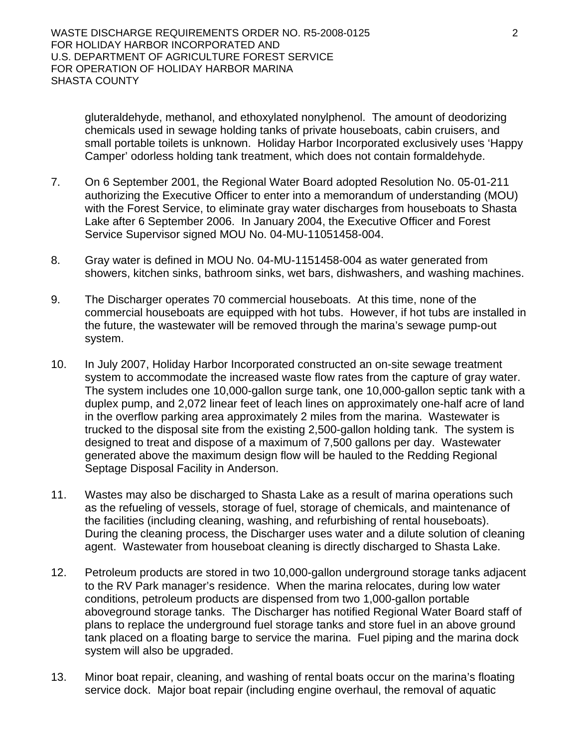gluteraldehyde, methanol, and ethoxylated nonylphenol. The amount of deodorizing chemicals used in sewage holding tanks of private houseboats, cabin cruisers, and small portable toilets is unknown. Holiday Harbor Incorporated exclusively uses 'Happy Camper' odorless holding tank treatment, which does not contain formaldehyde.

7. On 6 September 2001, the Regional Water Board adopted Resolution No. 05-01-211 authorizing the Executive Officer to enter into a memorandum of understanding (MOU) with the Forest Service, to eliminate gray water discharges from houseboats to Shasta Lake after 6 September 2006. In January 2004, the Executive Officer and Forest Service Supervisor signed MOU No. 04-MU-11051458-004.

8. Gray water is defined in MOU No. 04-MU-1151458-004 as water generated from showers, kitchen sinks, bathroom sinks, wet bars, dishwashers, and washing machines.

9. The Discharger operates 70 commercial houseboats. At this time, none of the commercial houseboats are equipped with hot tubs. However, if hot tubs are installed in the future, the wastewater will be removed through the marina's sewage pump-out system.

10. In July 2007, Holiday Harbor Incorporated constructed an on-site sewage treatment system to accommodate the increased waste flow rates from the capture of gray water. The system includes one 10,000-gallon surge tank, one 10,000-gallon septic tank with a duplex pump, and 2,072 linear feet of leach lines on approximately one-half acre of land in the overflow parking area approximately 2 miles from the marina. Wastewater is trucked to the disposal site from the existing 2,500-gallon holding tank. The system is designed to treat and dispose of a maximum of 7,500 gallons per day. Wastewater generated above the maximum design flow will be hauled to the Redding Regional Septage Disposal Facility in Anderson.

11. Wastes may also be discharged to Shasta Lake as a result of marina operations such as the refueling of vessels, storage of fuel, storage of chemicals, and maintenance of the facilities (including cleaning, washing, and refurbishing of rental houseboats). During the cleaning process, the Discharger uses water and a dilute solution of cleaning agent. Wastewater from houseboat cleaning is directly discharged to Shasta Lake.

12. Petroleum products are stored in two 10,000-gallon underground storage tanks adjacent to the RV Park manager's residence. When the marina relocates, during low water conditions, petroleum products are dispensed from two 1,000-gallon portable aboveground storage tanks. The Discharger has notified Regional Water Board staff of plans to replace the underground fuel storage tanks and store fuel in an above ground tank placed on a floating barge to service the marina. Fuel piping and the marina dock system will also be upgraded.

13. Minor boat repair, cleaning, and washing of rental boats occur on the marina's floating service dock. Major boat repair (including engine overhaul, the removal of aquatic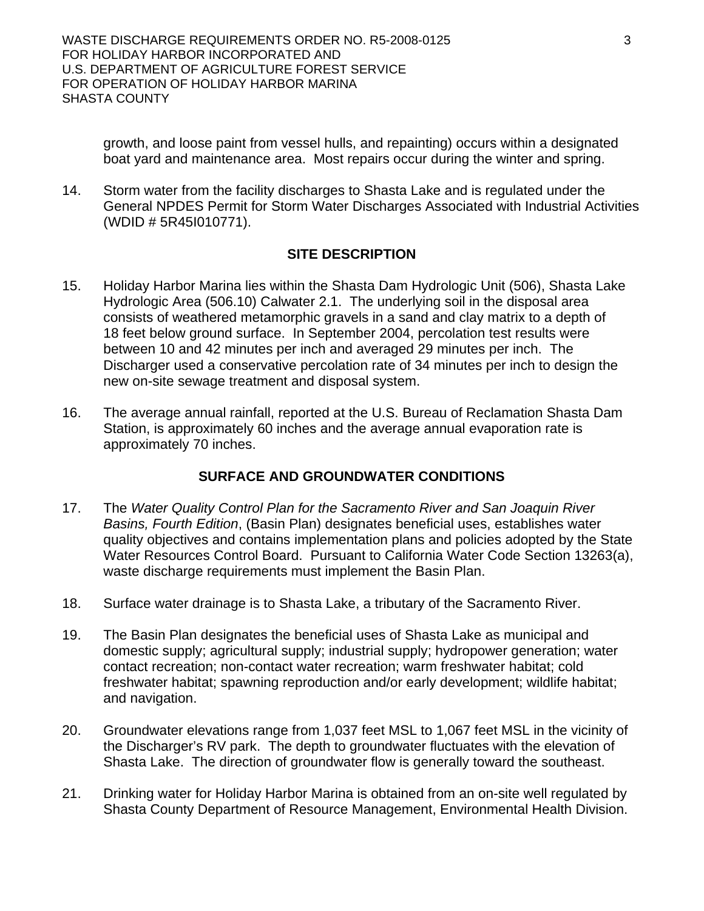growth, and loose paint from vessel hulls, and repainting) occurs within a designated boat yard and maintenance area. Most repairs occur during the winter and spring.

14. Storm water from the facility discharges to Shasta Lake and is regulated under the General NPDES Permit for Storm Water Discharges Associated with Industrial Activities (WDID # 5R45I010771).

## SITE DESCRIPTION

15. Holiday Harbor Marina lies within the Shasta Dam Hydrologic Unit (506), Shasta Lake Hydrologic Area (506.10) Calwater 2.1. The underlying soil in the disposal area consists of weathered metamorphic gravels in a sand and clay matrix to a depth of 18 feet below ground surface. In September 2004, percolation test results were between 10 and 42 minutes per inch and averaged 29 minutes per inch. The Discharger used a conservative percolation rate of 34 minutes per inch to design the new on-site sewage treatment and disposal system.

16. The average annual rainfall, reported at the U.S. Bureau of Reclamation Shasta Dam Station, is approximately 60 inches and the average annual evaporation rate is approximately 70 inches.

## SURFACE AND GROUNDWATER CONDITIONS

17. The *Water Quality Control Plan for the Sacramento River and San Joaquin River Basins, Fourth Edition*, (Basin Plan) designates beneficial uses, establishes water quality objectives and contains implementation plans and policies adopted by the State Water Resources Control Board. Pursuant to California Water Code Section 13263(a), waste discharge requirements must implement the Basin Plan.

18. Surface water drainage is to Shasta Lake, a tributary of the Sacramento River.

19. The Basin Plan designates the beneficial uses of Shasta Lake as municipal and domestic supply; agricultural supply; industrial supply; hydropower generation; water contact recreation; non-contact water recreation; warm freshwater habitat; cold freshwater habitat; spawning reproduction and/or early development; wildlife habitat; and navigation.

20. Groundwater elevations range from 1,037 feet MSL to 1,067 feet MSL in the vicinity of the Discharger's RV park. The depth to groundwater fluctuates with the elevation of Shasta Lake. The direction of groundwater flow is generally toward the southeast.

21. Drinking water for Holiday Harbor Marina is obtained from an on-site well regulated by Shasta County Department of Resource Management, Environmental Health Division.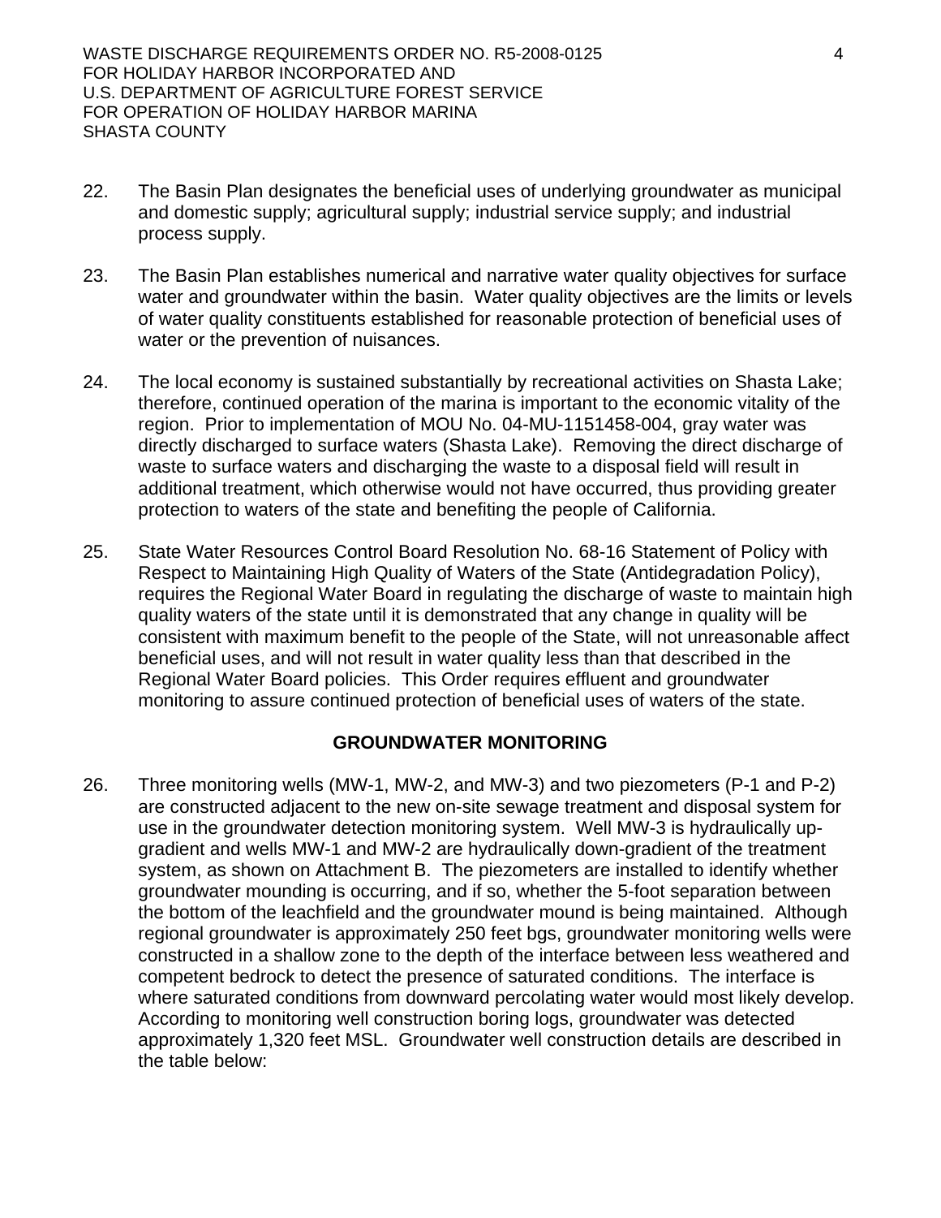22. The Basin Plan designates the beneficial uses of underlying groundwater as municipal and domestic supply; agricultural supply; industrial service supply; and industrial process supply.

23. The Basin Plan establishes numerical and narrative water quality objectives for surface water and groundwater within the basin. Water quality objectives are the limits or levels of water quality constituents established for reasonable protection of beneficial uses of water or the prevention of nuisances.

24. The local economy is sustained substantially by recreational activities on Shasta Lake; therefore, continued operation of the marina is important to the economic vitality of the region. Prior to implementation of MOU No. 04-MU-1151458-004, gray water was directly discharged to surface waters (Shasta Lake). Removing the direct discharge of waste to surface waters and discharging the waste to a disposal field will result in additional treatment, which otherwise would not have occurred, thus providing greater protection to waters of the state and benefiting the people of California.

25. State Water Resources Control Board Resolution No. 68-16 Statement of Policy with Respect to Maintaining High Quality of Waters of the State (Antidegradation Policy), requires the Regional Water Board in regulating the discharge of waste to maintain high quality waters of the state until it is demonstrated that any change in quality will be consistent with maximum benefit to the people of the State, will not unreasonable affect beneficial uses, and will not result in water quality less than that described in the Regional Water Board policies. This Order requires effluent and groundwater monitoring to assure continued protection of beneficial uses of waters of the state.

## GROUNDWATER MONITORING

26. Three monitoring wells (MW-1, MW-2, and MW-3) and two piezometers (P-1 and P-2) are constructed adjacent to the new on-site sewage treatment and disposal system for use in the groundwater detection monitoring system. Well MW-3 is hydraulically up-gradient and wells MW-1 and MW-2 are hydraulically down-gradient of the treatment system, as shown on Attachment B. The piezometers are installed to identify whether groundwater mounding is occurring, and if so, whether the 5-foot separation between the bottom of the leachfield and the groundwater mound is being maintained. Although regional groundwater is approximately 250 feet bgs, groundwater monitoring wells were constructed in a shallow zone to the depth of the interface between less weathered and competent bedrock to detect the presence of saturated conditions. The interface is where saturated conditions from downward percolating water would most likely develop. According to monitoring well construction boring logs, groundwater was detected approximately 1,320 feet MSL. Groundwater well construction details are described in the table below: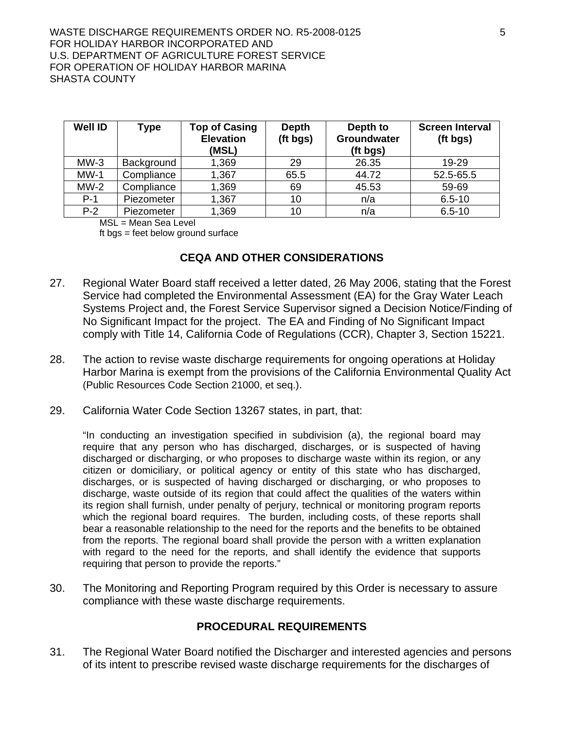| Well ID | Type | Top of Casing Elevation (MSL) | Depth (ft bgs) | Depth to Groundwater (ft bgs) | Screen Interval (ft bgs) |
|---|---|---|---|---|---|
| MW-3 | Background | 1,369 | 29 | 26.35 | 19-29 |
| MW-1 | Compliance | 1,367 | 65.5 | 44.72 | 52.5-65.5 |
| MW-2 | Compliance | 1,369 | 69 | 45.53 | 59-69 |
| P-1 | Piezometer | 1,367 | 10 | n/a | 6.5-10 |
| P-2 | Piezometer | 1,369 | 10 | n/a | 6.5-10 |

MSL = Mean Sea Level
ft bgs = feet below ground surface

## CEQA AND OTHER CONSIDERATIONS

27. Regional Water Board staff received a letter dated, 26 May 2006, stating that the Forest Service had completed the Environmental Assessment (EA) for the Gray Water Leach Systems Project and, the Forest Service Supervisor signed a Decision Notice/Finding of No Significant Impact for the project. The EA and Finding of No Significant Impact comply with Title 14, California Code of Regulations (CCR), Chapter 3, Section 15221.

28. The action to revise waste discharge requirements for ongoing operations at Holiday Harbor Marina is exempt from the provisions of the California Environmental Quality Act (Public Resources Code Section 21000, et seq.).

29. California Water Code Section 13267 states, in part, that:

    "In conducting an investigation specified in subdivision (a), the regional board may require that any person who has discharged, discharges, or is suspected of having discharged or discharging, or who proposes to discharge waste within its region, or any citizen or domiciliary, or political agency or entity of this state who has discharged, discharges, or is suspected of having discharged or discharging, or who proposes to discharge, waste outside of its region that could affect the qualities of the waters within its region shall furnish, under penalty of perjury, technical or monitoring program reports which the regional board requires. The burden, including costs, of these reports shall bear a reasonable relationship to the need for the reports and the benefits to be obtained from the reports. The regional board shall provide the person with a written explanation with regard to the need for the reports, and shall identify the evidence that supports requiring that person to provide the reports."

30. The Monitoring and Reporting Program required by this Order is necessary to assure compliance with these waste discharge requirements.

## PROCEDURAL REQUIREMENTS

31. The Regional Water Board notified the Discharger and interested agencies and persons of its intent to prescribe revised waste discharge requirements for the discharges of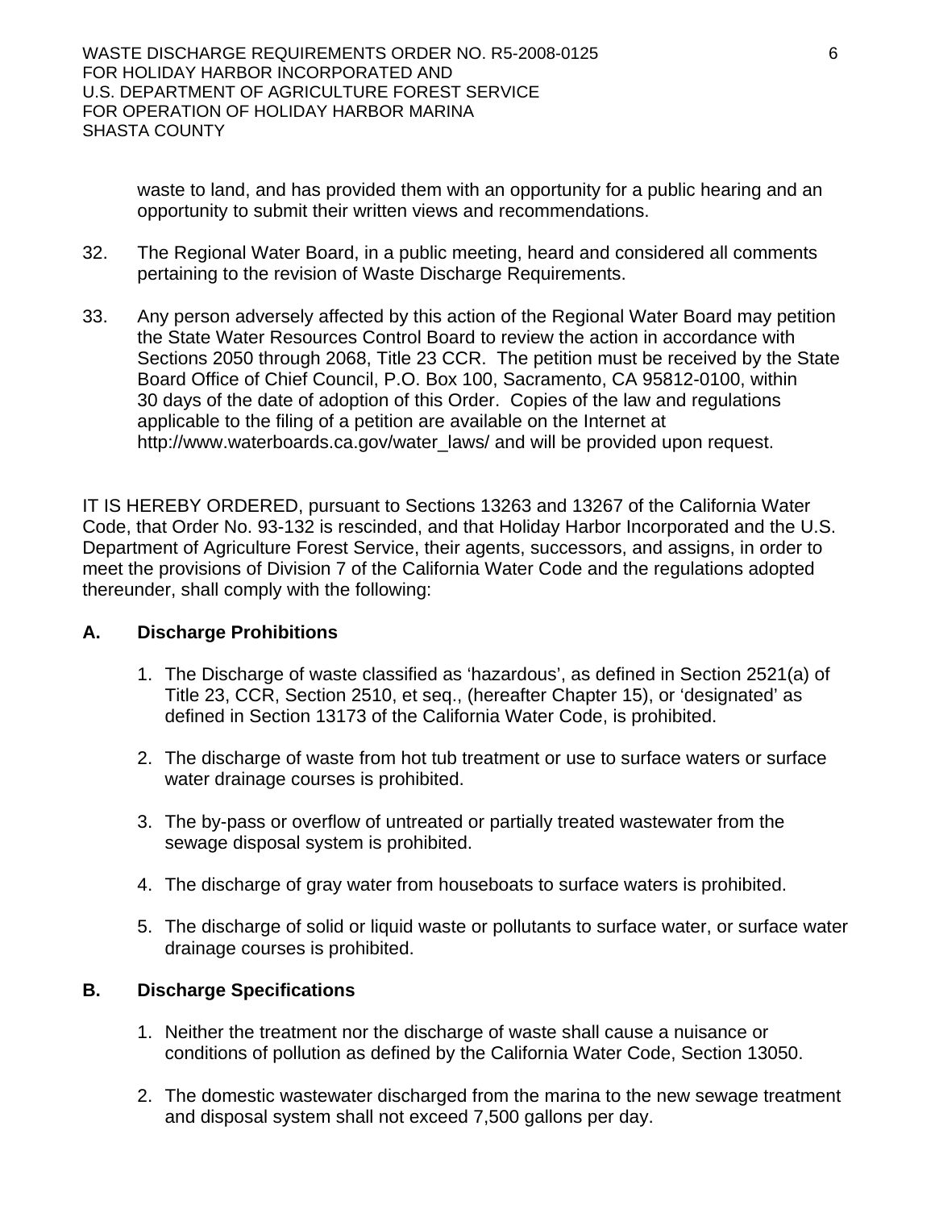waste to land, and has provided them with an opportunity for a public hearing and an opportunity to submit their written views and recommendations.

32. The Regional Water Board, in a public meeting, heard and considered all comments pertaining to the revision of Waste Discharge Requirements.

33. Any person adversely affected by this action of the Regional Water Board may petition the State Water Resources Control Board to review the action in accordance with Sections 2050 through 2068, Title 23 CCR. The petition must be received by the State Board Office of Chief Council, P.O. Box 100, Sacramento, CA 95812-0100, within 30 days of the date of adoption of this Order. Copies of the law and regulations applicable to the filing of a petition are available on the Internet at http://www.waterboards.ca.gov/water_laws/ and will be provided upon request.

IT IS HEREBY ORDERED, pursuant to Sections 13263 and 13267 of the California Water Code, that Order No. 93-132 is rescinded, and that Holiday Harbor Incorporated and the U.S. Department of Agriculture Forest Service, their agents, successors, and assigns, in order to meet the provisions of Division 7 of the California Water Code and the regulations adopted thereunder, shall comply with the following:

## A. Discharge Prohibitions

1. The Discharge of waste classified as 'hazardous', as defined in Section 2521(a) of Title 23, CCR, Section 2510, et seq., (hereafter Chapter 15), or 'designated' as defined in Section 13173 of the California Water Code, is prohibited.

2. The discharge of waste from hot tub treatment or use to surface waters or surface water drainage courses is prohibited.

3. The by-pass or overflow of untreated or partially treated wastewater from the sewage disposal system is prohibited.

4. The discharge of gray water from houseboats to surface waters is prohibited.

5. The discharge of solid or liquid waste or pollutants to surface water, or surface water drainage courses is prohibited.

## B. Discharge Specifications

1. Neither the treatment nor the discharge of waste shall cause a nuisance or conditions of pollution as defined by the California Water Code, Section 13050.

2. The domestic wastewater discharged from the marina to the new sewage treatment and disposal system shall not exceed 7,500 gallons per day.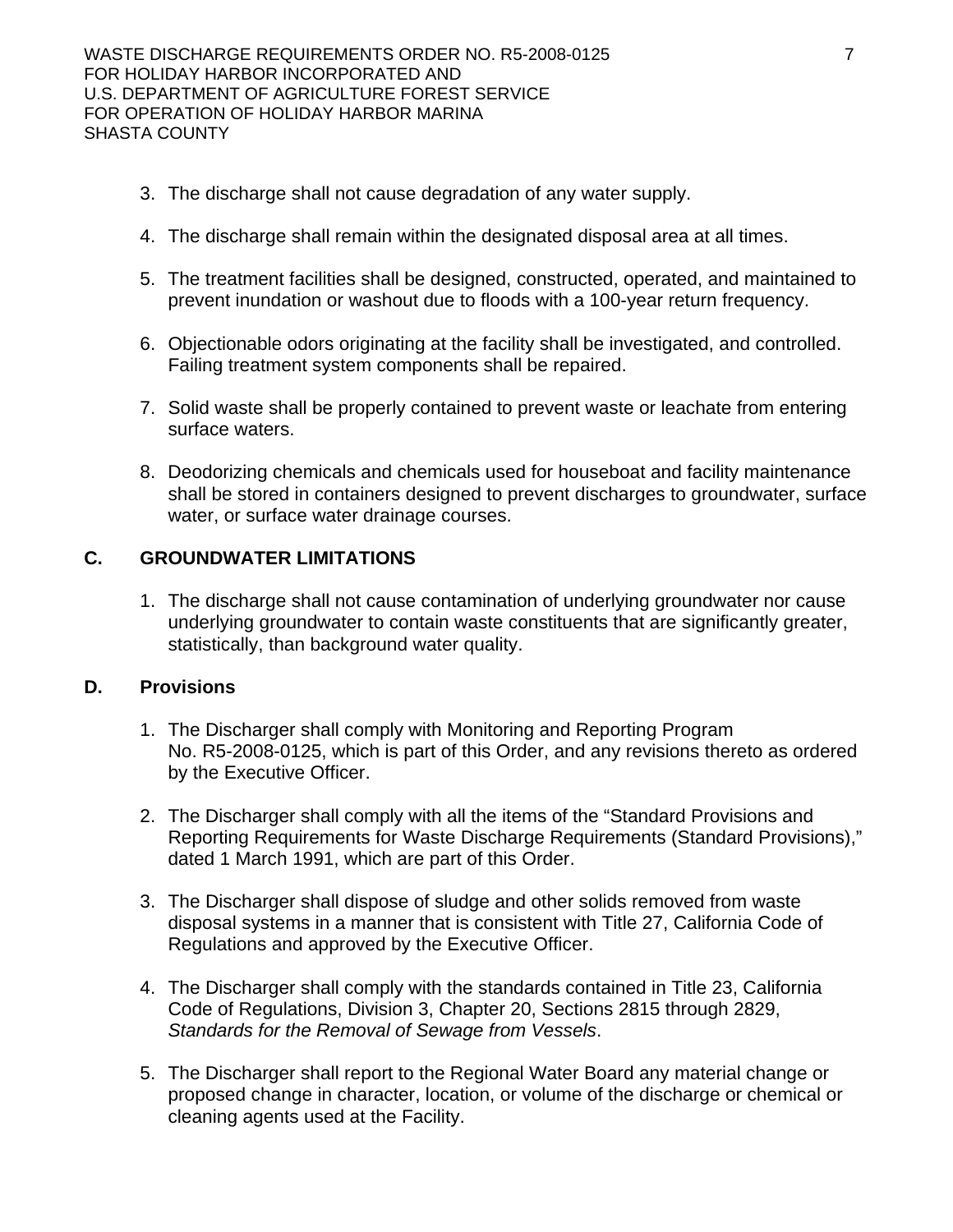3. The discharge shall not cause degradation of any water supply.

4. The discharge shall remain within the designated disposal area at all times.

5. The treatment facilities shall be designed, constructed, operated, and maintained to prevent inundation or washout due to floods with a 100-year return frequency.

6. Objectionable odors originating at the facility shall be investigated, and controlled. Failing treatment system components shall be repaired.

7. Solid waste shall be properly contained to prevent waste or leachate from entering surface waters.

8. Deodorizing chemicals and chemicals used for houseboat and facility maintenance shall be stored in containers designed to prevent discharges to groundwater, surface water, or surface water drainage courses.

## C. GROUNDWATER LIMITATIONS

1. The discharge shall not cause contamination of underlying groundwater nor cause underlying groundwater to contain waste constituents that are significantly greater, statistically, than background water quality.

## D. Provisions

1. The Discharger shall comply with Monitoring and Reporting Program No. R5-2008-0125, which is part of this Order, and any revisions thereto as ordered by the Executive Officer.

2. The Discharger shall comply with all the items of the "Standard Provisions and Reporting Requirements for Waste Discharge Requirements (Standard Provisions)," dated 1 March 1991, which are part of this Order.

3. The Discharger shall dispose of sludge and other solids removed from waste disposal systems in a manner that is consistent with Title 27, California Code of Regulations and approved by the Executive Officer.

4. The Discharger shall comply with the standards contained in Title 23, California Code of Regulations, Division 3, Chapter 20, Sections 2815 through 2829, *Standards for the Removal of Sewage from Vessels*.

5. The Discharger shall report to the Regional Water Board any material change or proposed change in character, location, or volume of the discharge or chemical or cleaning agents used at the Facility.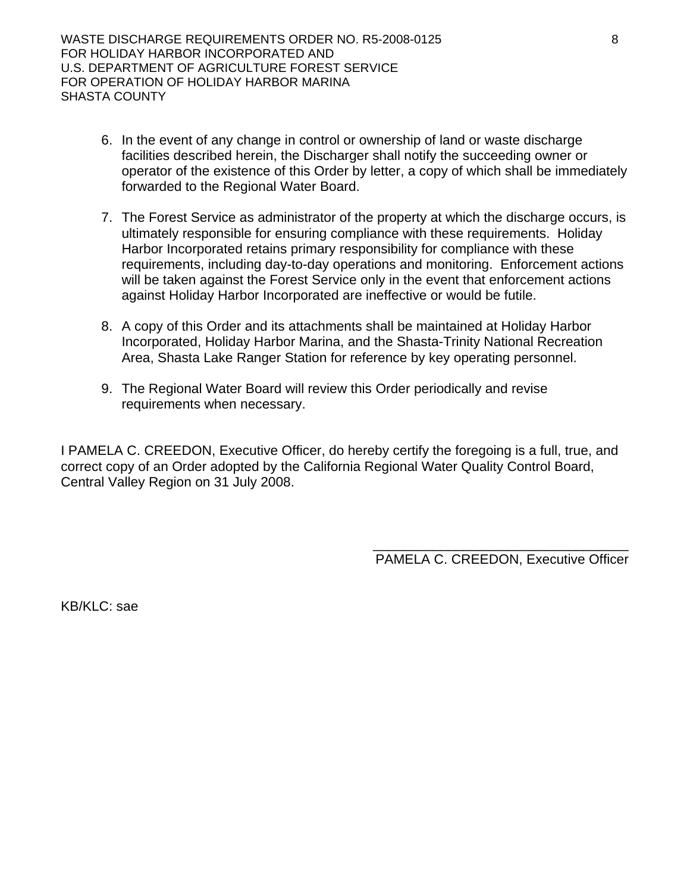6. In the event of any change in control or ownership of land or waste discharge facilities described herein, the Discharger shall notify the succeeding owner or operator of the existence of this Order by letter, a copy of which shall be immediately forwarded to the Regional Water Board.

7. The Forest Service as administrator of the property at which the discharge occurs, is ultimately responsible for ensuring compliance with these requirements. Holiday Harbor Incorporated retains primary responsibility for compliance with these requirements, including day-to-day operations and monitoring. Enforcement actions will be taken against the Forest Service only in the event that enforcement actions against Holiday Harbor Incorporated are ineffective or would be futile.

8. A copy of this Order and its attachments shall be maintained at Holiday Harbor Incorporated, Holiday Harbor Marina, and the Shasta-Trinity National Recreation Area, Shasta Lake Ranger Station for reference by key operating personnel.

9. The Regional Water Board will review this Order periodically and revise requirements when necessary.

I PAMELA C. CREEDON, Executive Officer, do hereby certify the foregoing is a full, true, and correct copy of an Order adopted by the California Regional Water Quality Control Board, Central Valley Region on 31 July 2008.

___________________________________
PAMELA C. CREEDON, Executive Officer

KB/KLC: sae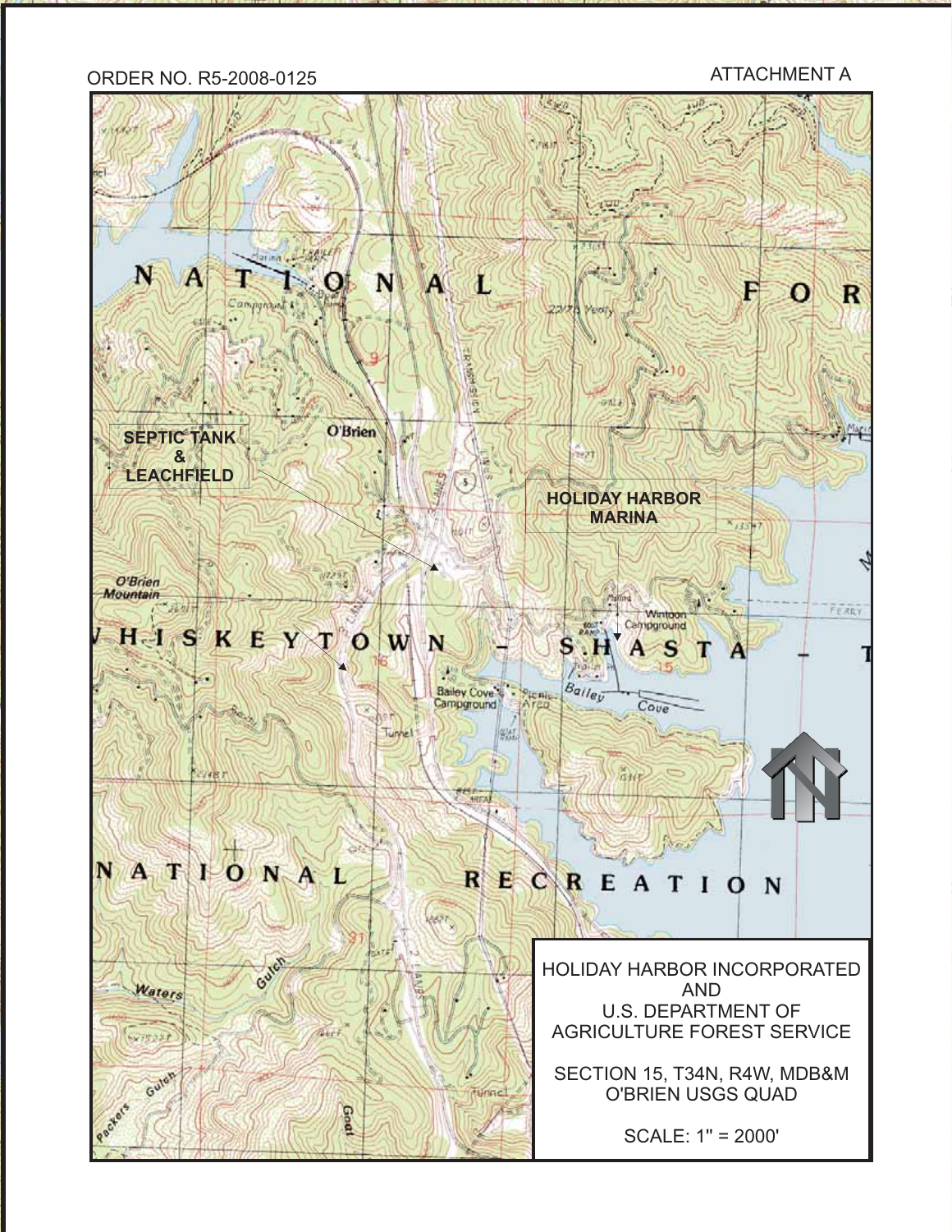ORDER NO. R5-2008-0125

ATTACHMENT A

SEPTIC TANK & LEACHFIELD

HOLIDAY HARBOR MARINA

HOLIDAY HARBOR INCORPORATED
AND
U.S. DEPARTMENT OF
AGRICULTURE FOREST SERVICE

SECTION 15, T34N, R4W, MDB&M
O'BRIEN USGS QUAD

SCALE: 1" = 2000'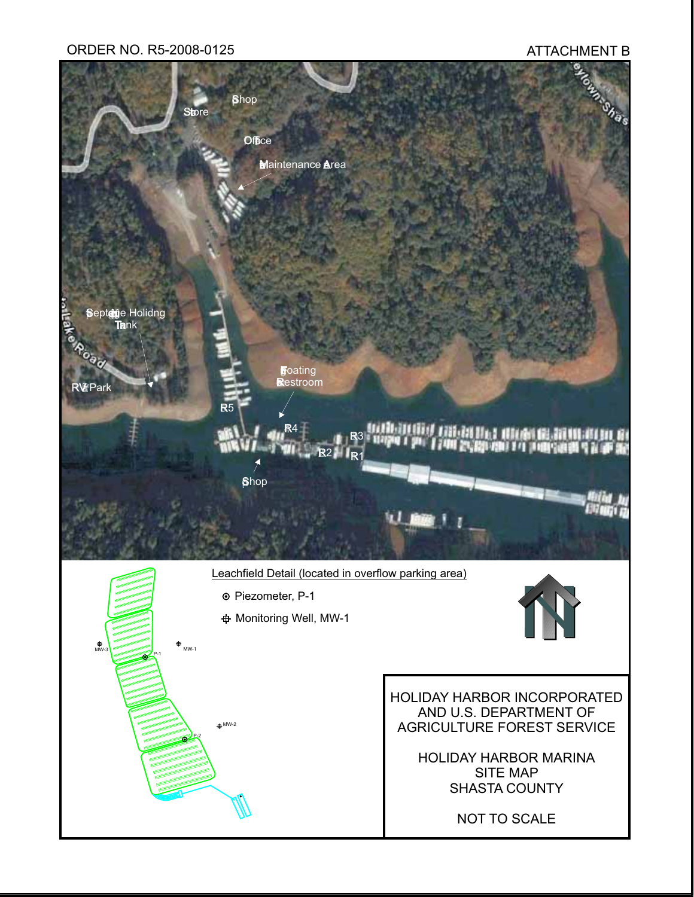ORDER NO. R5-2008-0125

ATTACHMENT B

Shop

Store

Office

Maintenance Area

Septic Holding Tank

RV Park

Floating Restroom

R5

R4

R3

R2

R1

Shop

Leachfield Detail (located in overflow parking area)

- Piezometer, P-1
- Monitoring Well, MW-1

MW-3

MW-1

P-1

MW-2

P-2

HOLIDAY HARBOR INCORPORATED AND U.S. DEPARTMENT OF AGRICULTURE FOREST SERVICE

HOLIDAY HARBOR MARINA
SITE MAP
SHASTA COUNTY

NOT TO SCALE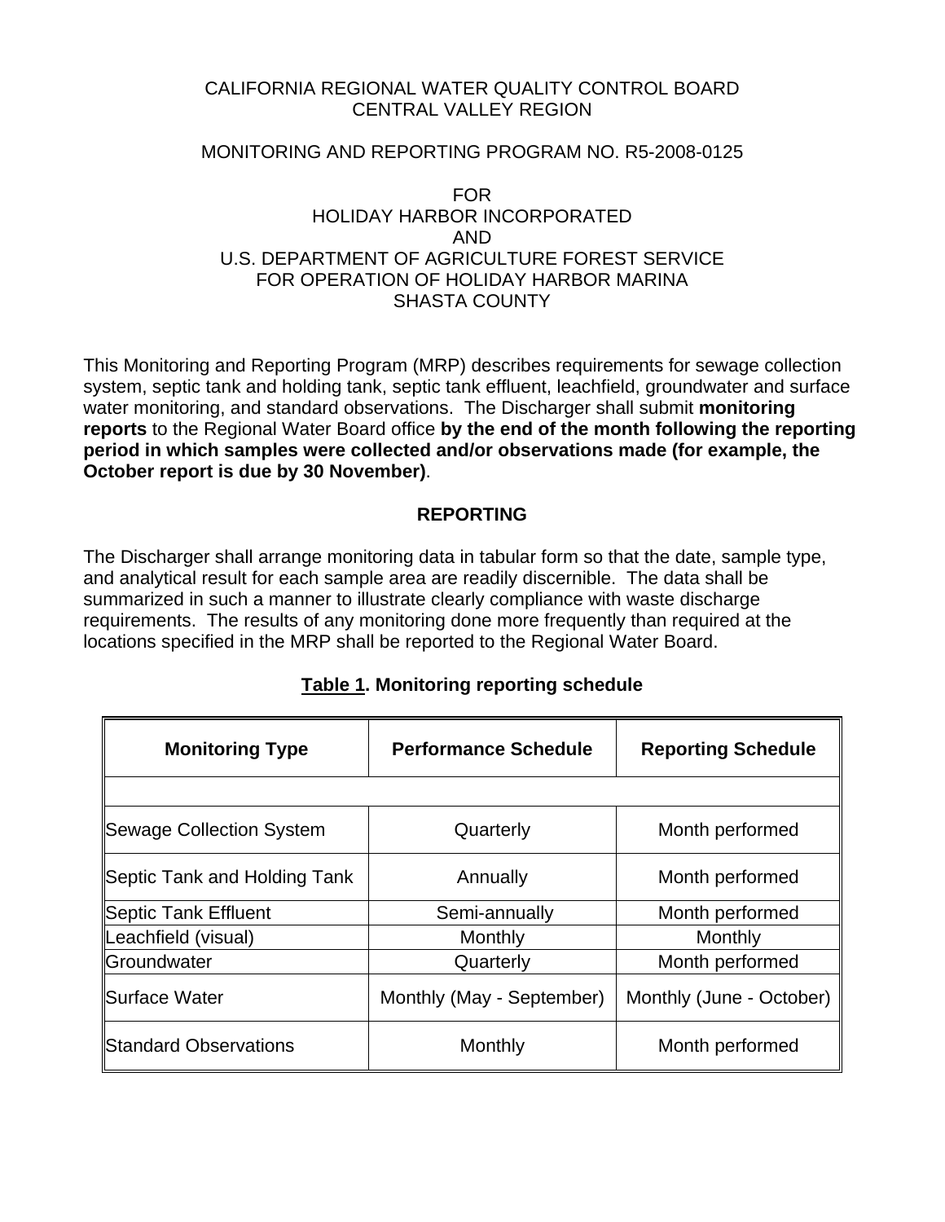CALIFORNIA REGIONAL WATER QUALITY CONTROL BOARD
CENTRAL VALLEY REGION

MONITORING AND REPORTING PROGRAM NO. R5-2008-0125

FOR
HOLIDAY HARBOR INCORPORATED
AND
U.S. DEPARTMENT OF AGRICULTURE FOREST SERVICE
FOR OPERATION OF HOLIDAY HARBOR MARINA
SHASTA COUNTY

This Monitoring and Reporting Program (MRP) describes requirements for sewage collection system, septic tank and holding tank, septic tank effluent, leachfield, groundwater and surface water monitoring, and standard observations. The Discharger shall submit **monitoring reports** to the Regional Water Board office **by the end of the month following the reporting period in which samples were collected and/or observations made (for example, the October report is due by 30 November)**.

## REPORTING

The Discharger shall arrange monitoring data in tabular form so that the date, sample type, and analytical result for each sample area are readily discernible. The data shall be summarized in such a manner to illustrate clearly compliance with waste discharge requirements. The results of any monitoring done more frequently than required at the locations specified in the MRP shall be reported to the Regional Water Board.

**Table 1. Monitoring reporting schedule**

| Monitoring Type | Performance Schedule | Reporting Schedule |
|---|---|---|
| | | |
| Sewage Collection System | Quarterly | Month performed |
| Septic Tank and Holding Tank | Annually | Month performed |
| Septic Tank Effluent | Semi-annually | Month performed |
| Leachfield (visual) | Monthly | Monthly |
| Groundwater | Quarterly | Month performed |
| Surface Water | Monthly (May - September) | Monthly (June - October) |
| Standard Observations | Monthly | Month performed |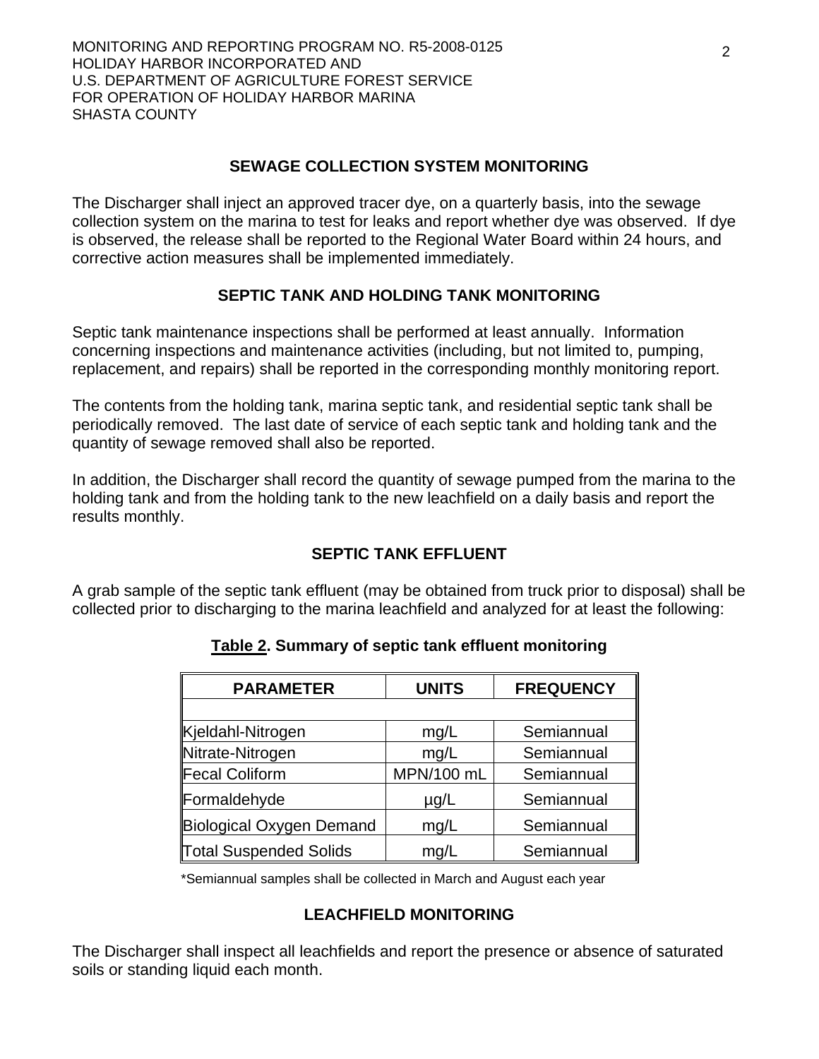## SEWAGE COLLECTION SYSTEM MONITORING

The Discharger shall inject an approved tracer dye, on a quarterly basis, into the sewage collection system on the marina to test for leaks and report whether dye was observed. If dye is observed, the release shall be reported to the Regional Water Board within 24 hours, and corrective action measures shall be implemented immediately.

## SEPTIC TANK AND HOLDING TANK MONITORING

Septic tank maintenance inspections shall be performed at least annually. Information concerning inspections and maintenance activities (including, but not limited to, pumping, replacement, and repairs) shall be reported in the corresponding monthly monitoring report.

The contents from the holding tank, marina septic tank, and residential septic tank shall be periodically removed. The last date of service of each septic tank and holding tank and the quantity of sewage removed shall also be reported.

In addition, the Discharger shall record the quantity of sewage pumped from the marina to the holding tank and from the holding tank to the new leachfield on a daily basis and report the results monthly.

## SEPTIC TANK EFFLUENT

A grab sample of the septic tank effluent (may be obtained from truck prior to disposal) shall be collected prior to discharging to the marina leachfield and analyzed for at least the following:

**Table 2. Summary of septic tank effluent monitoring**

| PARAMETER | UNITS | FREQUENCY |
|---|---|---|
| Kjeldahl-Nitrogen | mg/L | Semiannual |
| Nitrate-Nitrogen | mg/L | Semiannual |
| Fecal Coliform | MPN/100 mL | Semiannual |
| Formaldehyde | µg/L | Semiannual |
| Biological Oxygen Demand | mg/L | Semiannual |
| Total Suspended Solids | mg/L | Semiannual |

*Semiannual samples shall be collected in March and August each year

## LEACHFIELD MONITORING

The Discharger shall inspect all leachfields and report the presence or absence of saturated soils or standing liquid each month.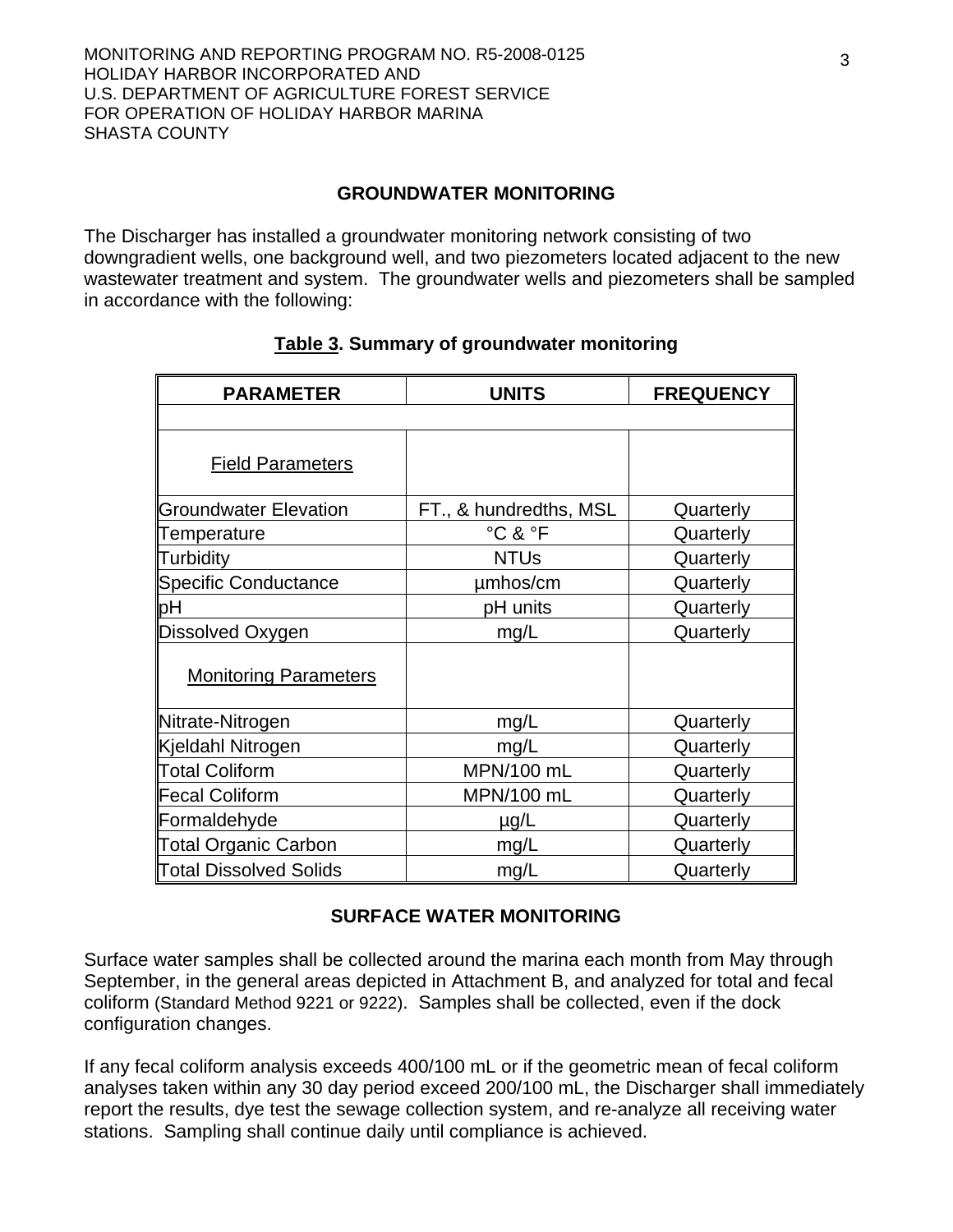## GROUNDWATER MONITORING

The Discharger has installed a groundwater monitoring network consisting of two downgradient wells, one background well, and two piezometers located adjacent to the new wastewater treatment and system. The groundwater wells and piezometers shall be sampled in accordance with the following:

**Table 3. Summary of groundwater monitoring**

| PARAMETER | UNITS | FREQUENCY |
|---|---|---|
| Field Parameters | | |
| Groundwater Elevation | FT., & hundredths, MSL | Quarterly |
| Temperature | °C & °F | Quarterly |
| Turbidity | NTUs | Quarterly |
| Specific Conductance | µmhos/cm | Quarterly |
| pH | pH units | Quarterly |
| Dissolved Oxygen | mg/L | Quarterly |
| Monitoring Parameters | | |
| Nitrate-Nitrogen | mg/L | Quarterly |
| Kjeldahl Nitrogen | mg/L | Quarterly |
| Total Coliform | MPN/100 mL | Quarterly |
| Fecal Coliform | MPN/100 mL | Quarterly |
| Formaldehyde | µg/L | Quarterly |
| Total Organic Carbon | mg/L | Quarterly |
| Total Dissolved Solids | mg/L | Quarterly |

## SURFACE WATER MONITORING

Surface water samples shall be collected around the marina each month from May through September, in the general areas depicted in Attachment B, and analyzed for total and fecal coliform (Standard Method 9221 or 9222). Samples shall be collected, even if the dock configuration changes.

If any fecal coliform analysis exceeds 400/100 mL or if the geometric mean of fecal coliform analyses taken within any 30 day period exceed 200/100 mL, the Discharger shall immediately report the results, dye test the sewage collection system, and re-analyze all receiving water stations. Sampling shall continue daily until compliance is achieved.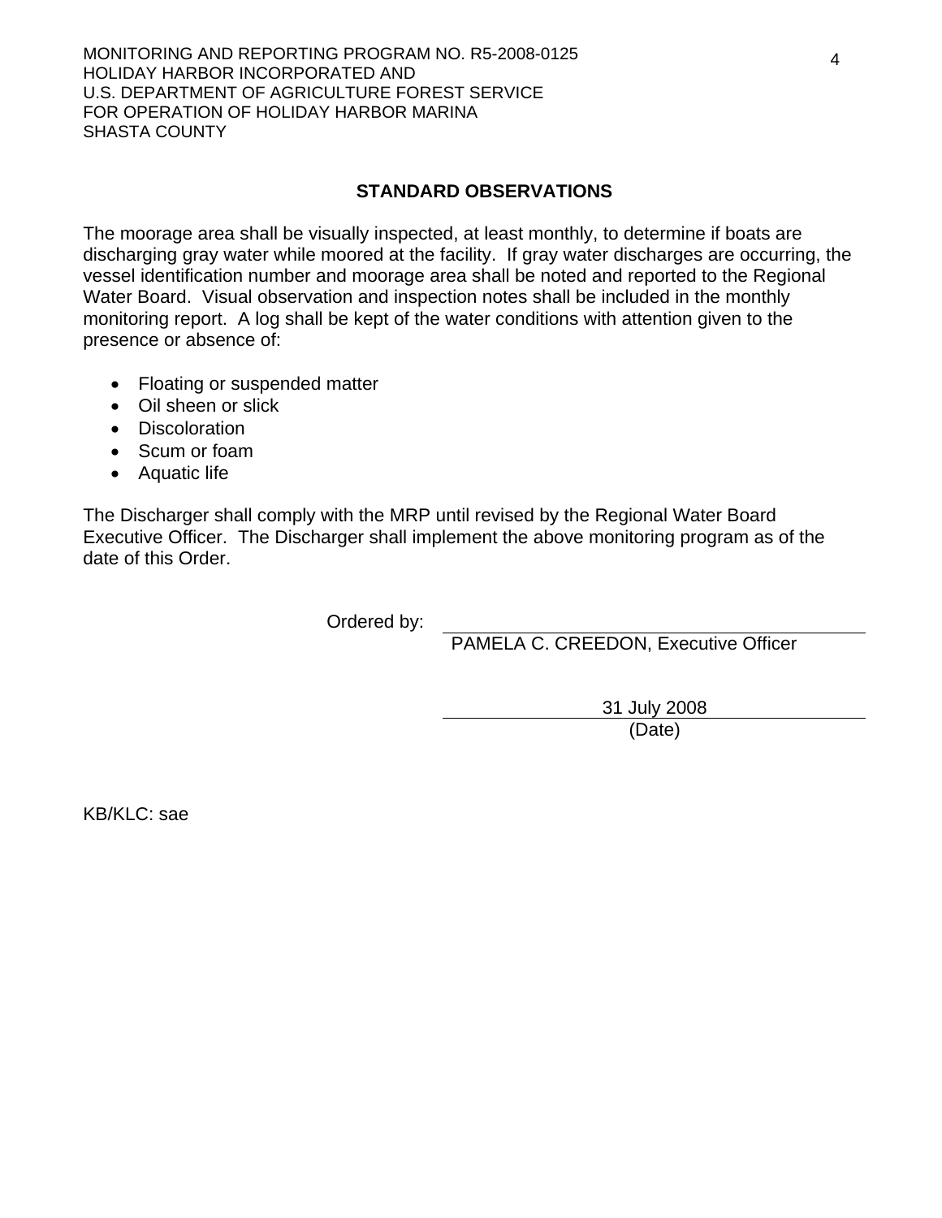## STANDARD OBSERVATIONS

The moorage area shall be visually inspected, at least monthly, to determine if boats are discharging gray water while moored at the facility. If gray water discharges are occurring, the vessel identification number and moorage area shall be noted and reported to the Regional Water Board. Visual observation and inspection notes shall be included in the monthly monitoring report. A log shall be kept of the water conditions with attention given to the presence or absence of:

- Floating or suspended matter
- Oil sheen or slick
- Discoloration
- Scum or foam
- Aquatic life

The Discharger shall comply with the MRP until revised by the Regional Water Board Executive Officer. The Discharger shall implement the above monitoring program as of the date of this Order.

Ordered by: \_\_\_\_\_\_\_\_\_\_\_\_\_\_\_\_\_\_\_\_\_\_\_\_\_\_\_\_\_\_

PAMELA C. CREEDON, Executive Officer

31 July 2008

(Date)

KB/KLC: sae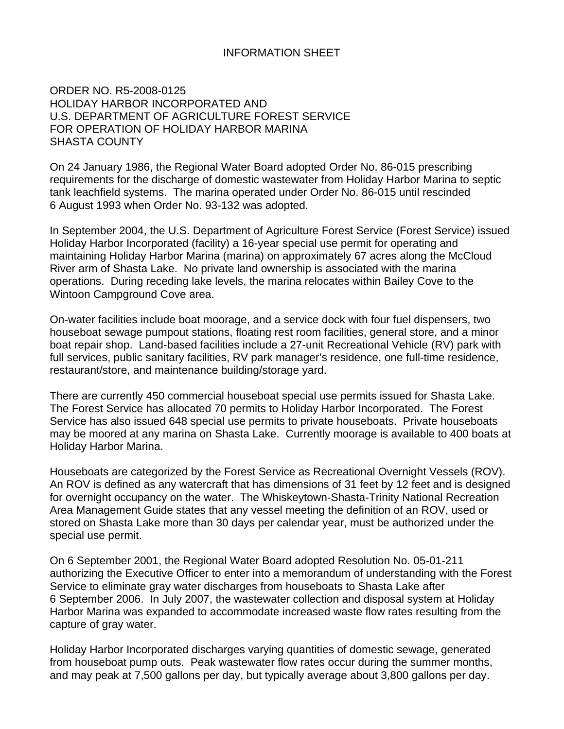# INFORMATION SHEET

ORDER NO. R5-2008-0125
HOLIDAY HARBOR INCORPORATED AND
U.S. DEPARTMENT OF AGRICULTURE FOREST SERVICE
FOR OPERATION OF HOLIDAY HARBOR MARINA
SHASTA COUNTY

On 24 January 1986, the Regional Water Board adopted Order No. 86-015 prescribing requirements for the discharge of domestic wastewater from Holiday Harbor Marina to septic tank leachfield systems. The marina operated under Order No. 86-015 until rescinded 6 August 1993 when Order No. 93-132 was adopted.

In September 2004, the U.S. Department of Agriculture Forest Service (Forest Service) issued Holiday Harbor Incorporated (facility) a 16-year special use permit for operating and maintaining Holiday Harbor Marina (marina) on approximately 67 acres along the McCloud River arm of Shasta Lake. No private land ownership is associated with the marina operations. During receding lake levels, the marina relocates within Bailey Cove to the Wintoon Campground Cove area.

On-water facilities include boat moorage, and a service dock with four fuel dispensers, two houseboat sewage pumpout stations, floating rest room facilities, general store, and a minor boat repair shop. Land-based facilities include a 27-unit Recreational Vehicle (RV) park with full services, public sanitary facilities, RV park manager's residence, one full-time residence, restaurant/store, and maintenance building/storage yard.

There are currently 450 commercial houseboat special use permits issued for Shasta Lake. The Forest Service has allocated 70 permits to Holiday Harbor Incorporated. The Forest Service has also issued 648 special use permits to private houseboats. Private houseboats may be moored at any marina on Shasta Lake. Currently moorage is available to 400 boats at Holiday Harbor Marina.

Houseboats are categorized by the Forest Service as Recreational Overnight Vessels (ROV). An ROV is defined as any watercraft that has dimensions of 31 feet by 12 feet and is designed for overnight occupancy on the water. The Whiskeytown-Shasta-Trinity National Recreation Area Management Guide states that any vessel meeting the definition of an ROV, used or stored on Shasta Lake more than 30 days per calendar year, must be authorized under the special use permit.

On 6 September 2001, the Regional Water Board adopted Resolution No. 05-01-211 authorizing the Executive Officer to enter into a memorandum of understanding with the Forest Service to eliminate gray water discharges from houseboats to Shasta Lake after 6 September 2006. In July 2007, the wastewater collection and disposal system at Holiday Harbor Marina was expanded to accommodate increased waste flow rates resulting from the capture of gray water.

Holiday Harbor Incorporated discharges varying quantities of domestic sewage, generated from houseboat pump outs. Peak wastewater flow rates occur during the summer months, and may peak at 7,500 gallons per day, but typically average about 3,800 gallons per day.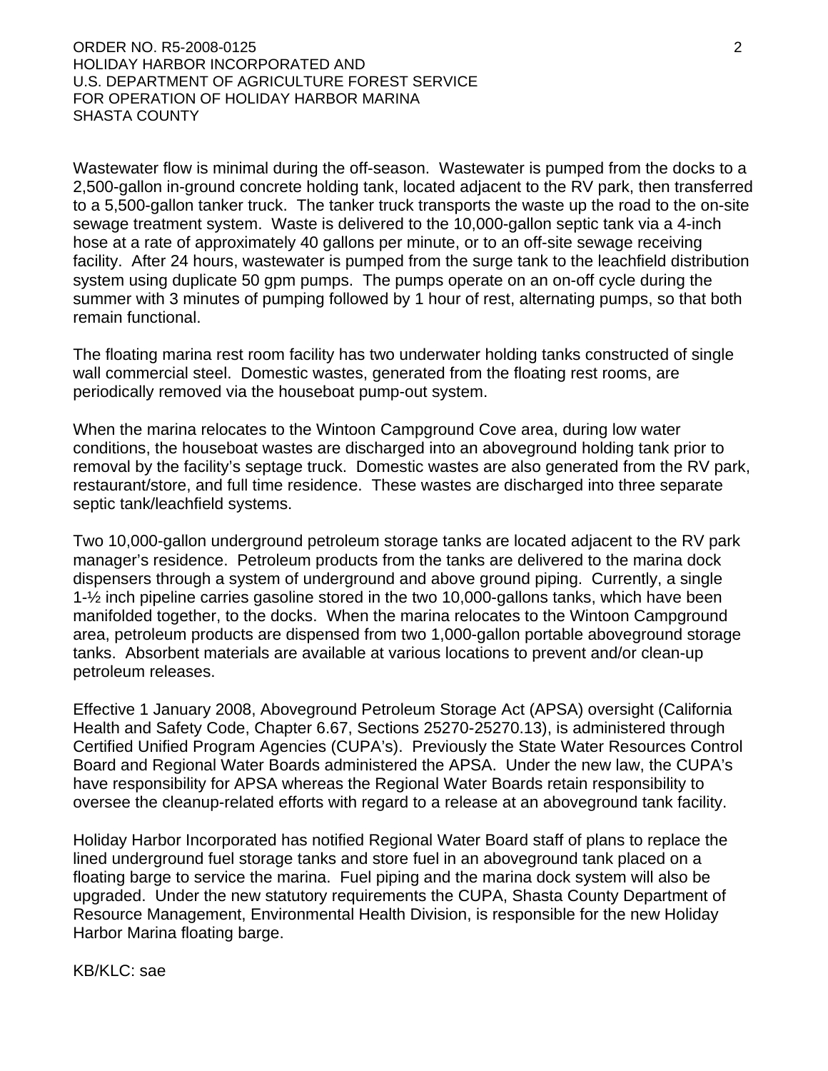Wastewater flow is minimal during the off-season. Wastewater is pumped from the docks to a 2,500-gallon in-ground concrete holding tank, located adjacent to the RV park, then transferred to a 5,500-gallon tanker truck. The tanker truck transports the waste up the road to the on-site sewage treatment system. Waste is delivered to the 10,000-gallon septic tank via a 4-inch hose at a rate of approximately 40 gallons per minute, or to an off-site sewage receiving facility. After 24 hours, wastewater is pumped from the surge tank to the leachfield distribution system using duplicate 50 gpm pumps. The pumps operate on an on-off cycle during the summer with 3 minutes of pumping followed by 1 hour of rest, alternating pumps, so that both remain functional.

The floating marina rest room facility has two underwater holding tanks constructed of single wall commercial steel. Domestic wastes, generated from the floating rest rooms, are periodically removed via the houseboat pump-out system.

When the marina relocates to the Wintoon Campground Cove area, during low water conditions, the houseboat wastes are discharged into an aboveground holding tank prior to removal by the facility's septage truck. Domestic wastes are also generated from the RV park, restaurant/store, and full time residence. These wastes are discharged into three separate septic tank/leachfield systems.

Two 10,000-gallon underground petroleum storage tanks are located adjacent to the RV park manager's residence. Petroleum products from the tanks are delivered to the marina dock dispensers through a system of underground and above ground piping. Currently, a single 1-½ inch pipeline carries gasoline stored in the two 10,000-gallons tanks, which have been manifolded together, to the docks. When the marina relocates to the Wintoon Campground area, petroleum products are dispensed from two 1,000-gallon portable aboveground storage tanks. Absorbent materials are available at various locations to prevent and/or clean-up petroleum releases.

Effective 1 January 2008, Aboveground Petroleum Storage Act (APSA) oversight (California Health and Safety Code, Chapter 6.67, Sections 25270-25270.13), is administered through Certified Unified Program Agencies (CUPA's). Previously the State Water Resources Control Board and Regional Water Boards administered the APSA. Under the new law, the CUPA's have responsibility for APSA whereas the Regional Water Boards retain responsibility to oversee the cleanup-related efforts with regard to a release at an aboveground tank facility.

Holiday Harbor Incorporated has notified Regional Water Board staff of plans to replace the lined underground fuel storage tanks and store fuel in an aboveground tank placed on a floating barge to service the marina. Fuel piping and the marina dock system will also be upgraded. Under the new statutory requirements the CUPA, Shasta County Department of Resource Management, Environmental Health Division, is responsible for the new Holiday Harbor Marina floating barge.

KB/KLC: sae